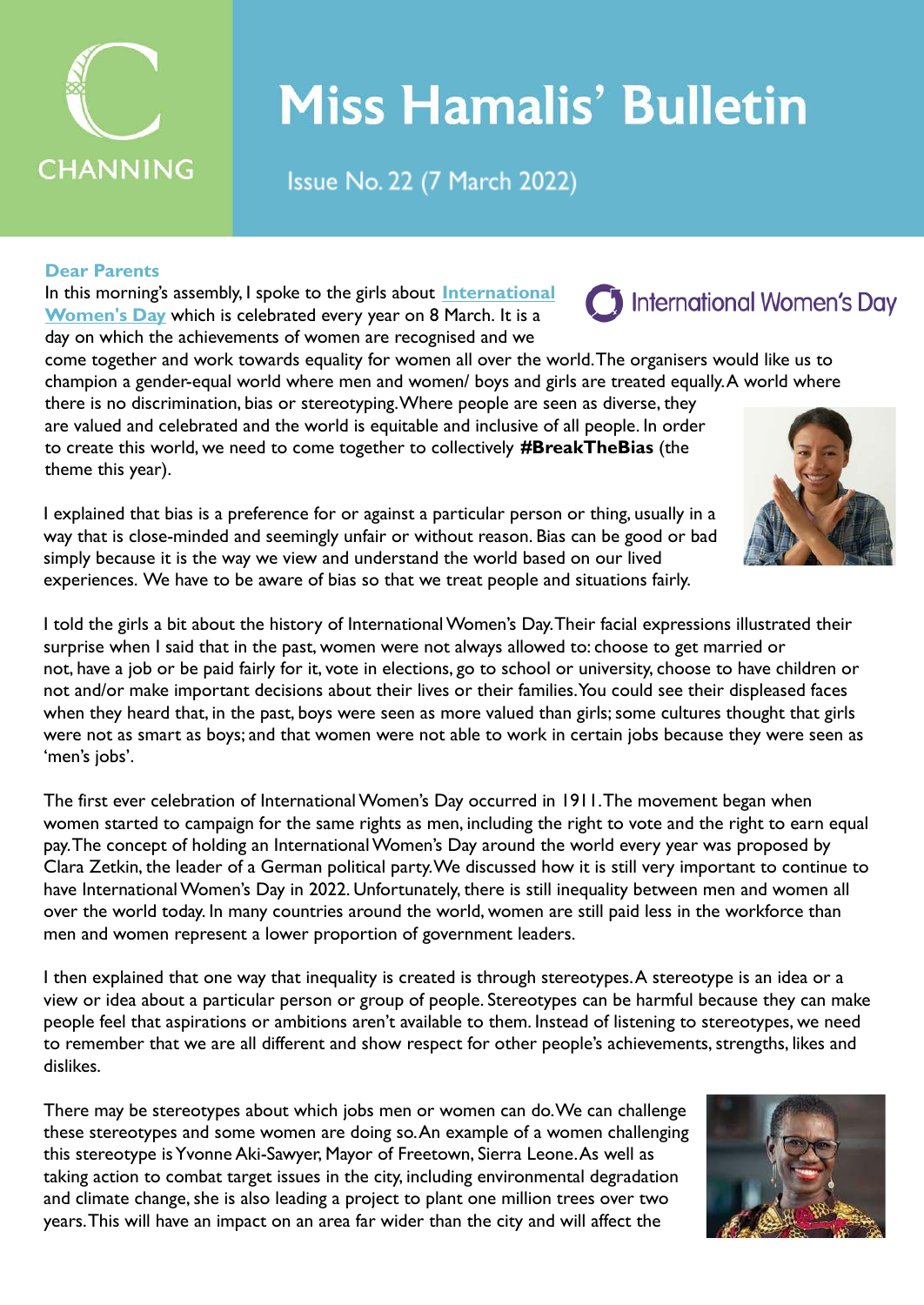# Miss Hamalis' Bulletin

Issue No. 22 (7 March 2022)

**Dear Parents**

In this morning's assembly, I spoke to the girls about **International Women's Day** which is celebrated every year on 8 March. It is a day on which the achievements of women are recognised and we come together and work towards equality for women all over the world. The organisers would like us to champion a gender-equal world where men and women/ boys and girls are treated equally. A world where there is no discrimination, bias or stereotyping. Where people are seen as diverse, they are valued and celebrated and the world is equitable and inclusive of all people. In order to create this world, we need to come together to collectively **#BreakTheBias** (the theme this year).

I explained that bias is a preference for or against a particular person or thing, usually in a way that is close-minded and seemingly unfair or without reason. Bias can be good or bad simply because it is the way we view and understand the world based on our lived experiences. We have to be aware of bias so that we treat people and situations fairly.

I told the girls a bit about the history of International Women's Day. Their facial expressions illustrated their surprise when I said that in the past, women were not always allowed to: choose to get married or not, have a job or be paid fairly for it, vote in elections, go to school or university, choose to have children or not and/or make important decisions about their lives or their families. You could see their displeased faces when they heard that, in the past, boys were seen as more valued than girls; some cultures thought that girls were not as smart as boys; and that women were not able to work in certain jobs because they were seen as 'men's jobs'.

The first ever celebration of International Women's Day occurred in 1911. The movement began when women started to campaign for the same rights as men, including the right to vote and the right to earn equal pay. The concept of holding an International Women's Day around the world every year was proposed by Clara Zetkin, the leader of a German political party. We discussed how it is still very important to continue to have International Women's Day in 2022. Unfortunately, there is still inequality between men and women all over the world today. In many countries around the world, women are still paid less in the workforce than men and women represent a lower proportion of government leaders.

I then explained that one way that inequality is created is through stereotypes. A stereotype is an idea or a view or idea about a particular person or group of people. Stereotypes can be harmful because they can make people feel that aspirations or ambitions aren't available to them. Instead of listening to stereotypes, we need to remember that we are all different and show respect for other people's achievements, strengths, likes and dislikes.

There may be stereotypes about which jobs men or women can do. We can challenge these stereotypes and some women are doing so. An example of a women challenging this stereotype is Yvonne Aki-Sawyer, Mayor of Freetown, Sierra Leone. As well as taking action to combat target issues in the city, including environmental degradation and climate change, she is also leading a project to plant one million trees over two years. This will have an impact on an area far wider than the city and will affect the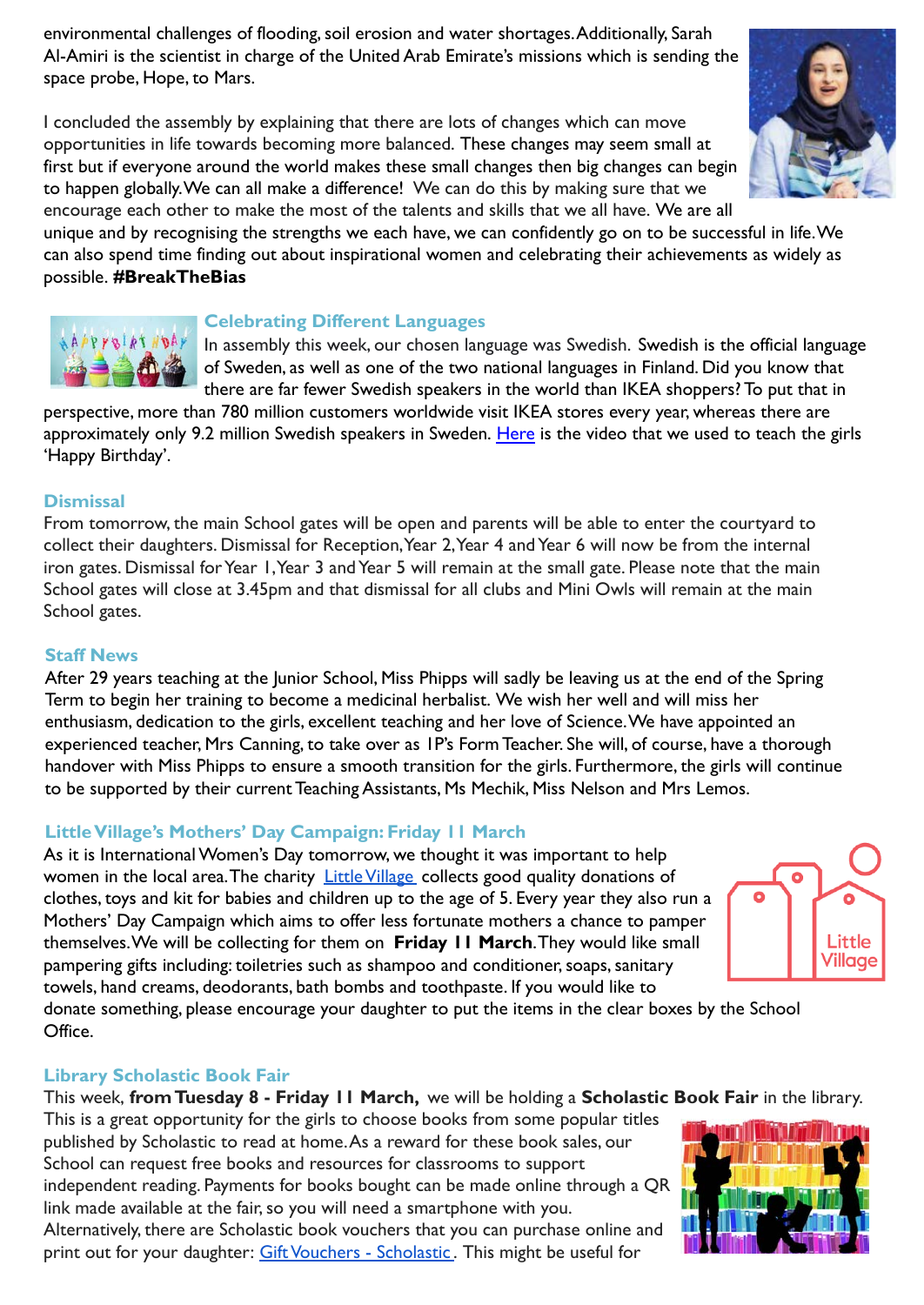environmental challenges of flooding, soil erosion and water shortages. Additionally, Sarah Al-Amiri is the scientist in charge of the United Arab Emirate's missions which is sending the space probe, Hope, to Mars.

I concluded the assembly by explaining that there are lots of changes which can move opportunities in life towards becoming more balanced. These changes may seem small at first but if everyone around the world makes these small changes then big changes can begin to happen globally. We can all make a difference! We can do this by making sure that we encourage each other to make the most of the talents and skills that we all have. We are all unique and by recognising the strengths we each have, we can confidently go on to be successful in life. We can also spend time finding out about inspirational women and celebrating their achievements as widely as possible. **#BreakTheBias**

### Celebrating Different Languages

In assembly this week, our chosen language was Swedish. Swedish is the official language of Sweden, as well as one of the two national languages in Finland. Did you know that there are far fewer Swedish speakers in the world than IKEA shoppers? To put that in perspective, more than 780 million customers worldwide visit IKEA stores every year, whereas there are approximately only 9.2 million Swedish speakers in Sweden. Here is the video that we used to teach the girls 'Happy Birthday'.

### Dismissal

From tomorrow, the main School gates will be open and parents will be able to enter the courtyard to collect their daughters. Dismissal for Reception, Year 2, Year 4 and Year 6 will now be from the internal iron gates. Dismissal for Year 1, Year 3 and Year 5 will remain at the small gate. Please note that the main School gates will close at 3.45pm and that dismissal for all clubs and Mini Owls will remain at the main School gates.

### Staff News

After 29 years teaching at the Junior School, Miss Phipps will sadly be leaving us at the end of the Spring Term to begin her training to become a medicinal herbalist. We wish her well and will miss her enthusiasm, dedication to the girls, excellent teaching and her love of Science. We have appointed an experienced teacher, Mrs Canning, to take over as 1P's Form Teacher. She will, of course, have a thorough handover with Miss Phipps to ensure a smooth transition for the girls. Furthermore, the girls will continue to be supported by their current Teaching Assistants, Ms Mechik, Miss Nelson and Mrs Lemos.

### Little Village's Mothers' Day Campaign: Friday 11 March

As it is International Women's Day tomorrow, we thought it was important to help women in the local area. The charity Little Village collects good quality donations of clothes, toys and kit for babies and children up to the age of 5. Every year they also run a Mothers' Day Campaign which aims to offer less fortunate mothers a chance to pamper themselves. We will be collecting for them on **Friday 11 March**. They would like small pampering gifts including: toiletries such as shampoo and conditioner, soaps, sanitary towels, hand creams, deodorants, bath bombs and toothpaste. If you would like to donate something, please encourage your daughter to put the items in the clear boxes by the School Office.

### Library Scholastic Book Fair

This week, **from Tuesday 8 - Friday 11 March,** we will be holding a **Scholastic Book Fair** in the library. This is a great opportunity for the girls to choose books from some popular titles published by Scholastic to read at home. As a reward for these book sales, our School can request free books and resources for classrooms to support independent reading. Payments for books bought can be made online through a QR link made available at the fair, so you will need a smartphone with you. Alternatively, there are Scholastic book vouchers that you can purchase online and print out for your daughter: Gift Vouchers - Scholastic. This might be useful for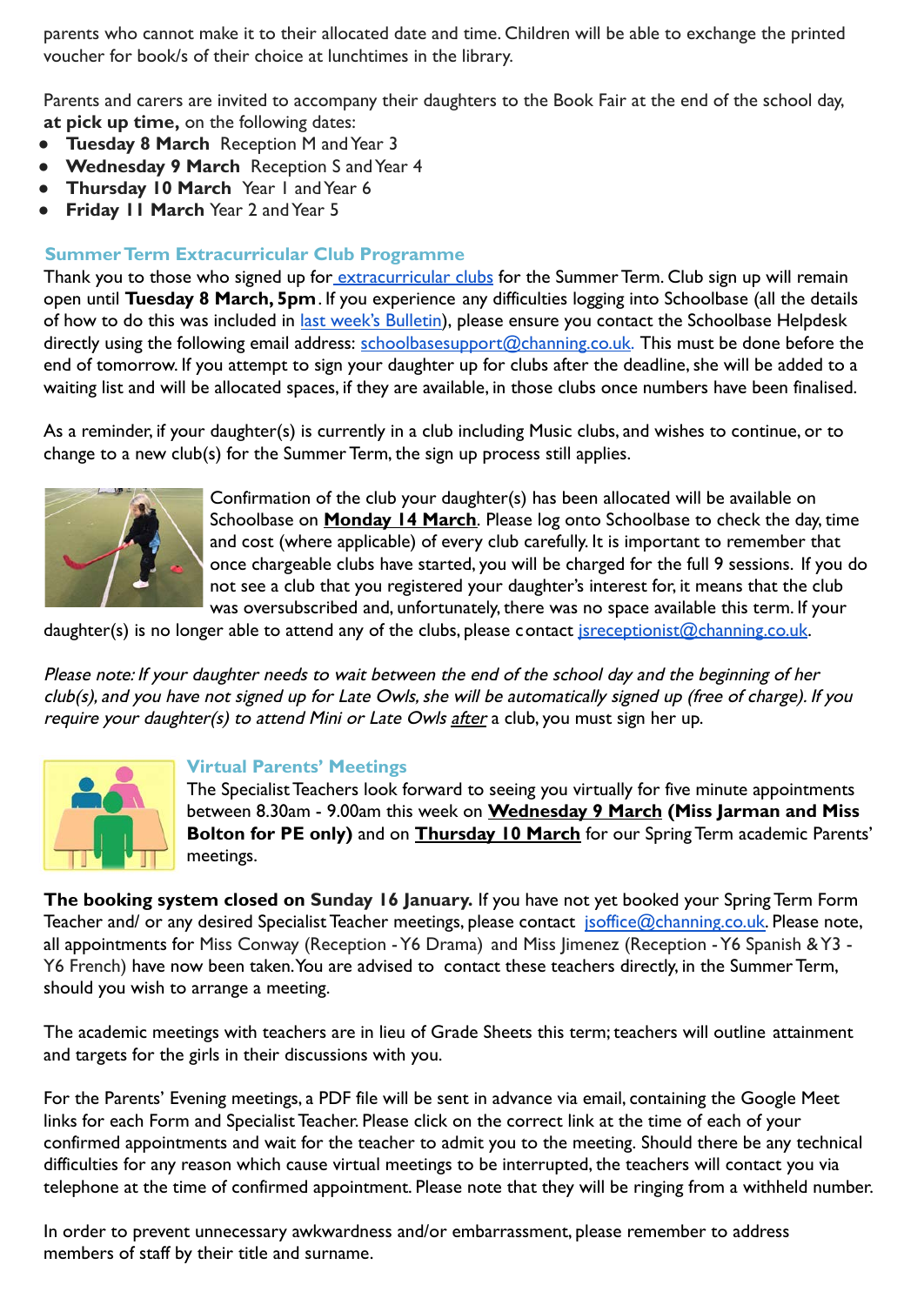parents who cannot make it to their allocated date and time. Children will be able to exchange the printed voucher for book/s of their choice at lunchtimes in the library.

Parents and carers are invited to accompany their daughters to the Book Fair at the end of the school day, **at pick up time,** on the following dates:

- **Tuesday 8 March** Reception M and Year 3
- **Wednesday 9 March** Reception S and Year 4
- **Thursday 10 March** Year 1 and Year 6
- **Friday 11 March** Year 2 and Year 5

## Summer Term Extracurricular Club Programme

Thank you to those who signed up for extracurricular clubs for the Summer Term. Club sign up will remain open until **Tuesday 8 March, 5pm**. If you experience any difficulties logging into Schoolbase (all the details of how to do this was included in last week's Bulletin), please ensure you contact the Schoolbase Helpdesk directly using the following email address: schoolbasesupport@channing.co.uk. This must be done before the end of tomorrow. If you attempt to sign your daughter up for clubs after the deadline, she will be added to a waiting list and will be allocated spaces, if they are available, in those clubs once numbers have been finalised.

As a reminder, if your daughter(s) is currently in a club including Music clubs, and wishes to continue, or to change to a new club(s) for the Summer Term, the sign up process still applies.

Confirmation of the club your daughter(s) has been allocated will be available on Schoolbase on **Monday 14 March**. Please log onto Schoolbase to check the day, time and cost (where applicable) of every club carefully. It is important to remember that once chargeable clubs have started, you will be charged for the full 9 sessions. If you do not see a club that you registered your daughter's interest for, it means that the club was oversubscribed and, unfortunately, there was no space available this term. If your daughter(s) is no longer able to attend any of the clubs, please contact jsreceptionist@channing.co.uk.

*Please note: If your daughter needs to wait between the end of the school day and the beginning of her club(s), and you have not signed up for Late Owls, she will be automatically signed up (free of charge). If you require your daughter(s) to attend Mini or Late Owls after* a club, you must sign her up.

## Virtual Parents' Meetings

The Specialist Teachers look forward to seeing you virtually for five minute appointments between 8.30am - 9.00am this week on **Wednesday 9 March** **(Miss Jarman and Miss Bolton for PE only)** and on **Thursday 10 March** for our Spring Term academic Parents' meetings.

**The booking system closed on Sunday 16 January.** If you have not yet booked your Spring Term Form Teacher and/ or any desired Specialist Teacher meetings, please contact jsoffice@channing.co.uk. Please note, all appointments for Miss Conway (Reception - Y6 Drama) and Miss Jimenez (Reception - Y6 Spanish & Y3 - Y6 French) have now been taken. You are advised to contact these teachers directly, in the Summer Term, should you wish to arrange a meeting.

The academic meetings with teachers are in lieu of Grade Sheets this term; teachers will outline attainment and targets for the girls in their discussions with you.

For the Parents' Evening meetings, a PDF file will be sent in advance via email, containing the Google Meet links for each Form and Specialist Teacher. Please click on the correct link at the time of each of your confirmed appointments and wait for the teacher to admit you to the meeting. Should there be any technical difficulties for any reason which cause virtual meetings to be interrupted, the teachers will contact you via telephone at the time of confirmed appointment. Please note that they will be ringing from a withheld number.

In order to prevent unnecessary awkwardness and/or embarrassment, please remember to address members of staff by their title and surname.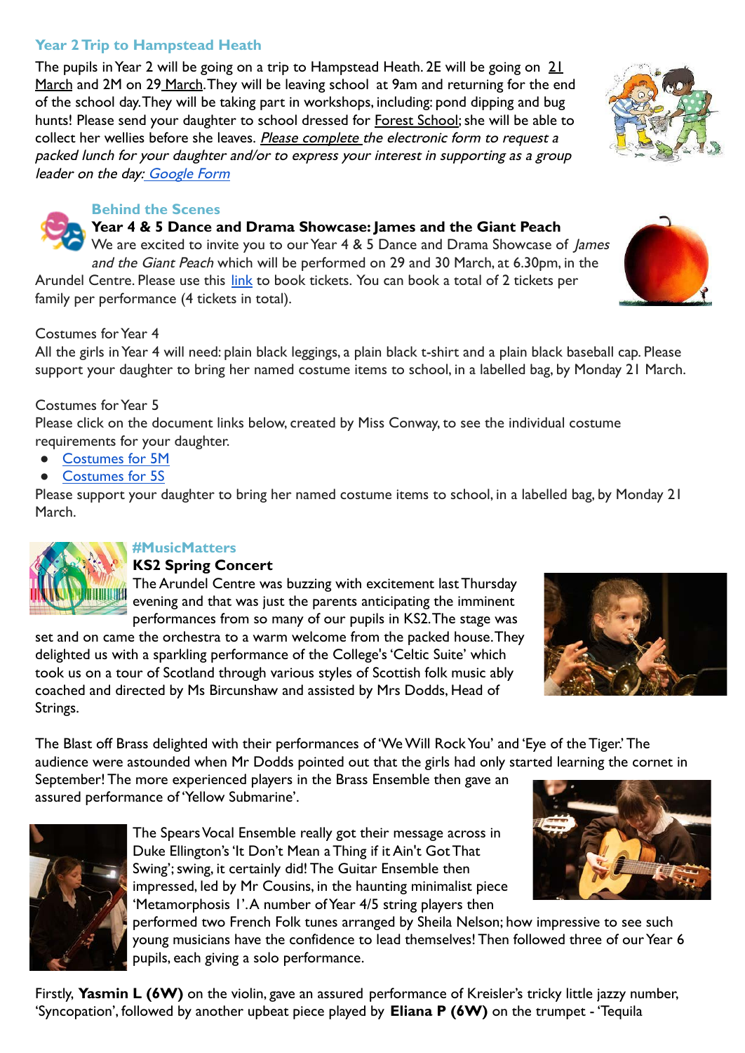## Year 2 Trip to Hampstead Heath

The pupils in Year 2 will be going on a trip to Hampstead Heath. 2E will be going on 21 March and 2M on 29 March. They will be leaving school at 9am and returning for the end of the school day. They will be taking part in workshops, including: pond dipping and bug hunts! Please send your daughter to school dressed for Forest School; she will be able to collect her wellies before she leaves. *Please complete the electronic form to request a packed lunch for your daughter and/or to express your interest in supporting as a group leader on the day: Google Form*

## Behind the Scenes

### Year 4 & 5 Dance and Drama Showcase: James and the Giant Peach

We are excited to invite you to our Year 4 & 5 Dance and Drama Showcase of *James and the Giant Peach* which will be performed on 29 and 30 March, at 6.30pm, in the Arundel Centre. Please use this link to book tickets. You can book a total of 2 tickets per family per performance (4 tickets in total).

Costumes for Year 4

All the girls in Year 4 will need: plain black leggings, a plain black t-shirt and a plain black baseball cap. Please support your daughter to bring her named costume items to school, in a labelled bag, by Monday 21 March.

Costumes for Year 5

Please click on the document links below, created by Miss Conway, to see the individual costume requirements for your daughter.

- Costumes for 5M
- Costumes for 5S

Please support your daughter to bring her named costume items to school, in a labelled bag, by Monday 21 March.

## #MusicMatters

### KS2 Spring Concert

The Arundel Centre was buzzing with excitement last Thursday evening and that was just the parents anticipating the imminent performances from so many of our pupils in KS2. The stage was set and on came the orchestra to a warm welcome from the packed house. They delighted us with a sparkling performance of the College's 'Celtic Suite' which took us on a tour of Scotland through various styles of Scottish folk music ably coached and directed by Ms Bircunshaw and assisted by Mrs Dodds, Head of Strings.

The Blast off Brass delighted with their performances of 'We Will Rock You' and 'Eye of the Tiger.' The audience were astounded when Mr Dodds pointed out that the girls had only started learning the cornet in September! The more experienced players in the Brass Ensemble then gave an assured performance of 'Yellow Submarine'.

The Spears Vocal Ensemble really got their message across in Duke Ellington's 'It Don't Mean a Thing if it Ain't Got That Swing'; swing, it certainly did! The Guitar Ensemble then impressed, led by Mr Cousins, in the haunting minimalist piece 'Metamorphosis 1'. A number of Year 4/5 string players then performed two French Folk tunes arranged by Sheila Nelson; how impressive to see such young musicians have the confidence to lead themselves! Then followed three of our Year 6 pupils, each giving a solo performance.

Firstly, **Yasmin L (6W)** on the violin, gave an assured performance of Kreisler's tricky little jazzy number, 'Syncopation', followed by another upbeat piece played by **Eliana P (6W)** on the trumpet - 'Tequila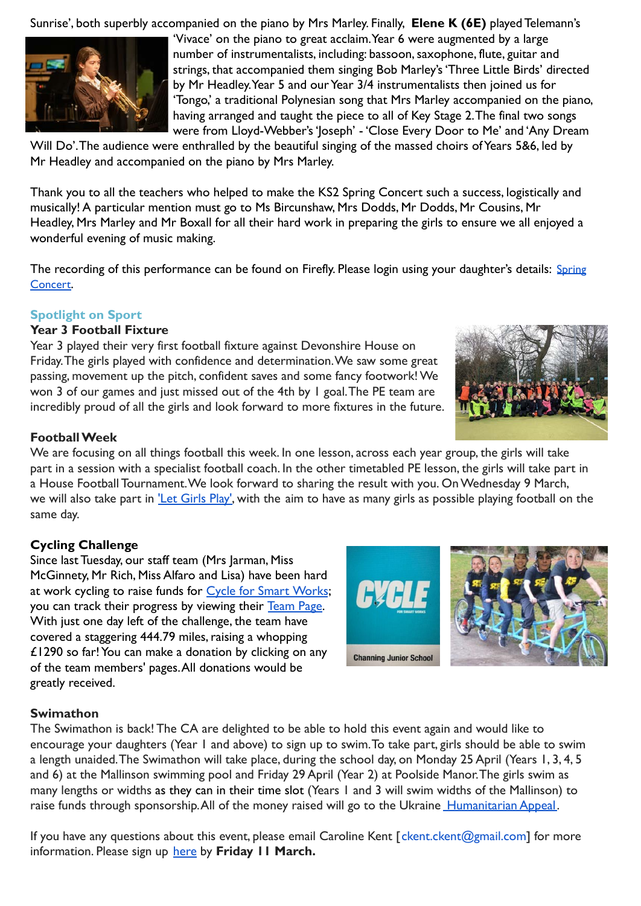Sunrise', both superbly accompanied on the piano by Mrs Marley. Finally, **Elene K (6E)** played Telemann's 'Vivace' on the piano to great acclaim. Year 6 were augmented by a large number of instrumentalists, including: bassoon, saxophone, flute, guitar and strings, that accompanied them singing Bob Marley's 'Three Little Birds' directed by Mr Headley. Year 5 and our Year 3/4 instrumentalists then joined us for 'Tongo,' a traditional Polynesian song that Mrs Marley accompanied on the piano, having arranged and taught the piece to all of Key Stage 2. The final two songs were from Lloyd-Webber's 'Joseph' - 'Close Every Door to Me' and 'Any Dream Will Do'. The audience were enthralled by the beautiful singing of the massed choirs of Years 5&6, led by Mr Headley and accompanied on the piano by Mrs Marley.

Thank you to all the teachers who helped to make the KS2 Spring Concert such a success, logistically and musically! A particular mention must go to Ms Bircunshaw, Mrs Dodds, Mr Dodds, Mr Cousins, Mr Headley, Mrs Marley and Mr Boxall for all their hard work in preparing the girls to ensure we all enjoyed a wonderful evening of music making.

The recording of this performance can be found on Firefly. Please login using your daughter's details: Spring Concert.

## Spotlight on Sport

### Year 3 Football Fixture

Year 3 played their very first football fixture against Devonshire House on Friday. The girls played with confidence and determination. We saw some great passing, movement up the pitch, confident saves and some fancy footwork! We won 3 of our games and just missed out of the 4th by 1 goal. The PE team are incredibly proud of all the girls and look forward to more fixtures in the future.

### Football Week

We are focusing on all things football this week. In one lesson, across each year group, the girls will take part in a session with a specialist football coach. In the other timetabled PE lesson, the girls will take part in a House Football Tournament. We look forward to sharing the result with you. On Wednesday 9 March, we will also take part in 'Let Girls Play', with the aim to have as many girls as possible playing football on the same day.

### Cycling Challenge

Since last Tuesday, our staff team (Mrs Jarman, Miss McGinnety, Mr Rich, Miss Alfaro and Lisa) have been hard at work cycling to raise funds for Cycle for Smart Works; you can track their progress by viewing their Team Page. With just one day left of the challenge, the team have covered a staggering 444.79 miles, raising a whopping £1290 so far! You can make a donation by clicking on any of the team members' pages. All donations would be greatly received.

### Swimathon

The Swimathon is back! The CA are delighted to be able to hold this event again and would like to encourage your daughters (Year 1 and above) to sign up to swim. To take part, girls should be able to swim a length unaided. The Swimathon will take place, during the school day, on Monday 25 April (Years 1, 3, 4, 5 and 6) at the Mallinson swimming pool and Friday 29 April (Year 2) at Poolside Manor. The girls swim as many lengths or widths as they can in their time slot (Years 1 and 3 will swim widths of the Mallinson) to raise funds through sponsorship. All of the money raised will go to the Ukraine Humanitarian Appeal.

If you have any questions about this event, please email Caroline Kent [ckent.ckent@gmail.com] for more information. Please sign up here by **Friday 11 March.**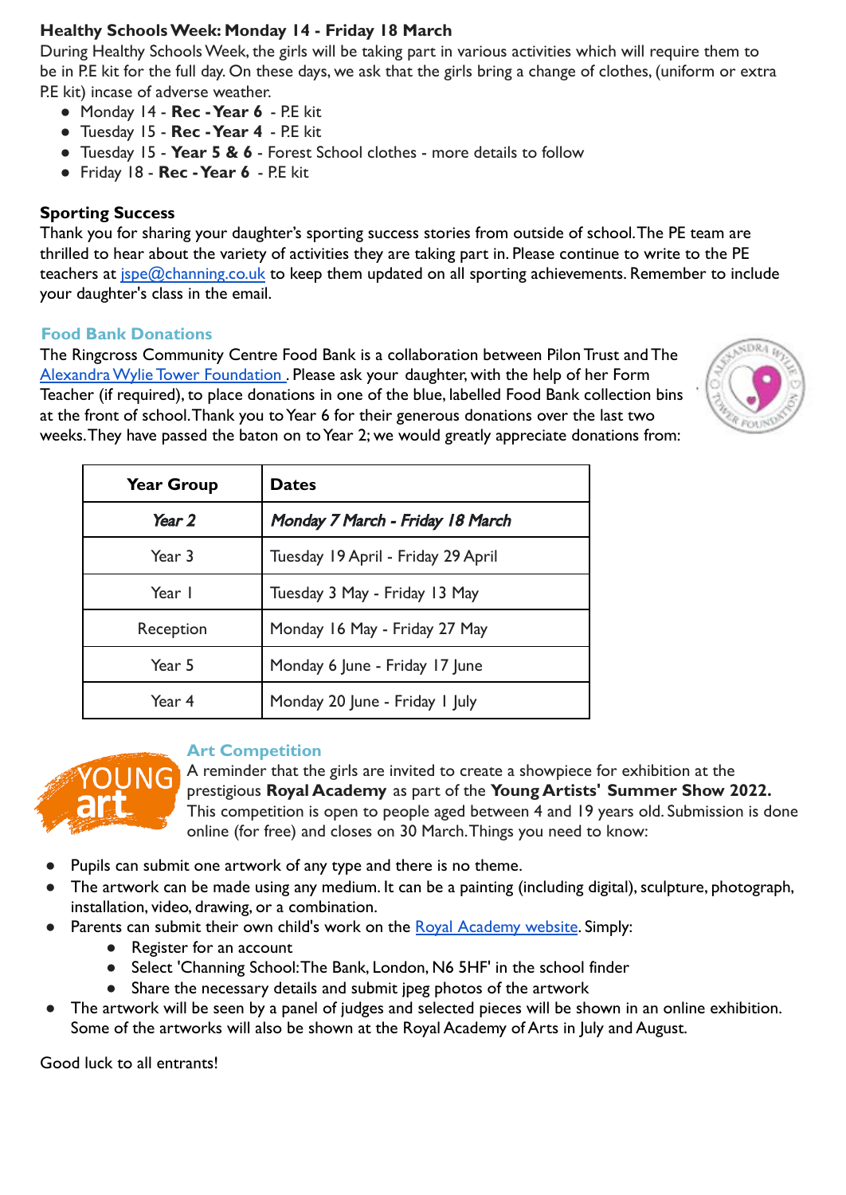**Healthy Schools Week: Monday 14 - Friday 18 March**

During Healthy Schools Week, the girls will be taking part in various activities which will require them to be in P.E kit for the full day. On these days, we ask that the girls bring a change of clothes, (uniform or extra P.E kit) incase of adverse weather.

- Monday 14 - **Rec - Year 6** - P.E kit
- Tuesday 15 - **Rec - Year 4** - P.E kit
- Tuesday 15 - **Year 5 & 6** - Forest School clothes - more details to follow
- Friday 18 - **Rec - Year 6** - P.E kit

**Sporting Success**

Thank you for sharing your daughter's sporting success stories from outside of school. The PE team are thrilled to hear about the variety of activities they are taking part in. Please continue to write to the PE teachers at jspe@channing.co.uk to keep them updated on all sporting achievements. Remember to include your daughter's class in the email.

## Food Bank Donations

The Ringcross Community Centre Food Bank is a collaboration between Pilon Trust and The Alexandra Wylie Tower Foundation . Please ask your daughter, with the help of her Form Teacher (if required), to place donations in one of the blue, labelled Food Bank collection bins at the front of school. Thank you to Year 6 for their generous donations over the last two weeks. They have passed the baton on to Year 2; we would greatly appreciate donations from:

| Year Group | Dates |
|---|---|
| ***Year 2*** | ***Monday 7 March - Friday 18 March*** |
| Year 3 | Tuesday 19 April - Friday 29 April |
| Year 1 | Tuesday 3 May - Friday 13 May |
| Reception | Monday 16 May - Friday 27 May |
| Year 5 | Monday 6 June - Friday 17 June |
| Year 4 | Monday 20 June - Friday 1 July |

## Art Competition

A reminder that the girls are invited to create a showpiece for exhibition at the prestigious **Royal Academy** as part of the **Young Artists' Summer Show 2022.** This competition is open to people aged between 4 and 19 years old. Submission is done online (for free) and closes on 30 March. Things you need to know:

- Pupils can submit one artwork of any type and there is no theme.
- The artwork can be made using any medium. It can be a painting (including digital), sculpture, photograph, installation, video, drawing, or a combination.
- Parents can submit their own child's work on the Royal Academy website. Simply:
  - Register for an account
  - Select 'Channing School: The Bank, London, N6 5HF' in the school finder
  - Share the necessary details and submit jpeg photos of the artwork
- The artwork will be seen by a panel of judges and selected pieces will be shown in an online exhibition. Some of the artworks will also be shown at the Royal Academy of Arts in July and August.

Good luck to all entrants!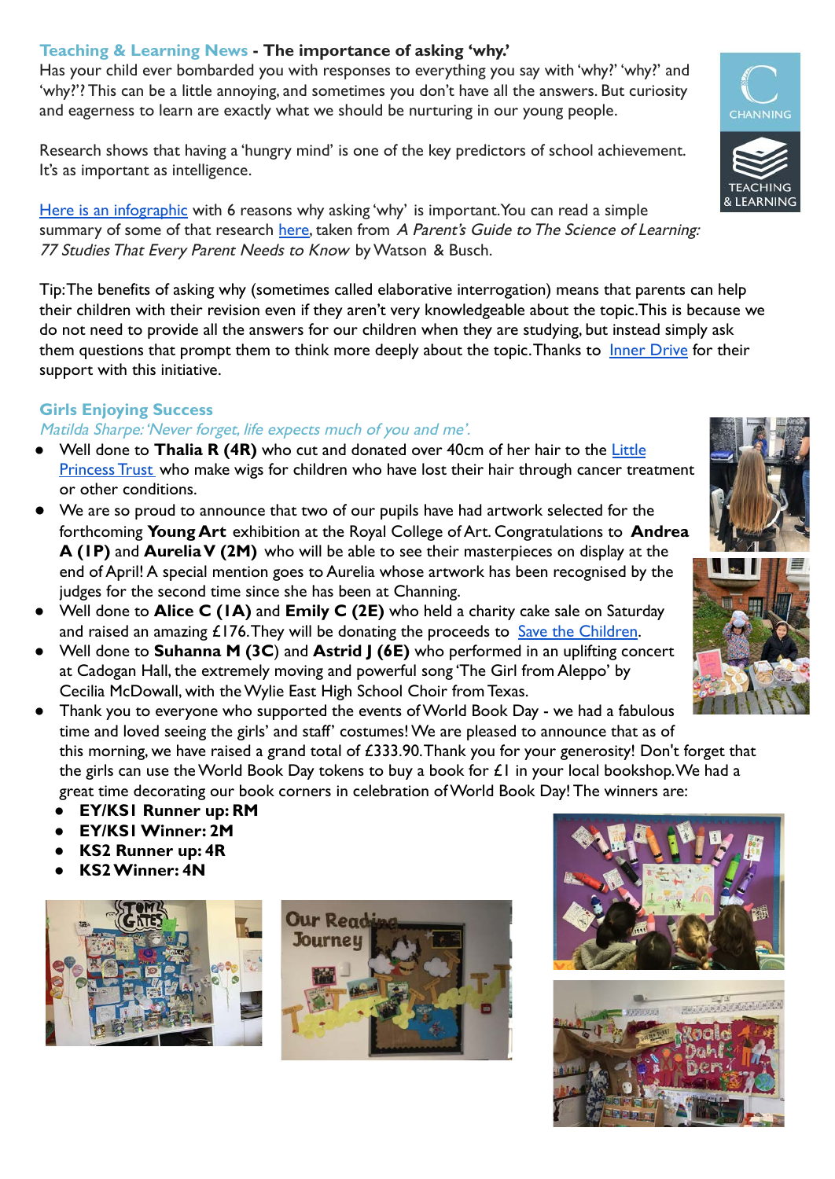## Teaching & Learning News - The importance of asking 'why.'

Has your child ever bombarded you with responses to everything you say with 'why?' 'why?' and 'why?'? This can be a little annoying, and sometimes you don't have all the answers. But curiosity and eagerness to learn are exactly what we should be nurturing in our young people.

Research shows that having a 'hungry mind' is one of the key predictors of school achievement. It's as important as intelligence.

Here is an infographic with 6 reasons why asking 'why' is important. You can read a simple summary of some of that research here, taken from *A Parent's Guide to The Science of Learning: 77 Studies That Every Parent Needs to Know* by Watson & Busch.

Tip: The benefits of asking why (sometimes called elaborative interrogation) means that parents can help their children with their revision even if they aren't very knowledgeable about the topic. This is because we do not need to provide all the answers for our children when they are studying, but instead simply ask them questions that prompt them to think more deeply about the topic. Thanks to Inner Drive for their support with this initiative.

## Girls Enjoying Success

*Matilda Sharpe: 'Never forget, life expects much of you and me'.*

- Well done to **Thalia R (4R)** who cut and donated over 40cm of her hair to the Little Princess Trust who make wigs for children who have lost their hair through cancer treatment or other conditions.
- We are so proud to announce that two of our pupils have had artwork selected for the forthcoming **Young Art** exhibition at the Royal College of Art. Congratulations to **Andrea A (1P)** and **Aurelia V (2M)** who will be able to see their masterpieces on display at the end of April! A special mention goes to Aurelia whose artwork has been recognised by the judges for the second time since she has been at Channing.
- Well done to **Alice C (1A)** and **Emily C (2E)** who held a charity cake sale on Saturday and raised an amazing £176. They will be donating the proceeds to Save the Children.
- Well done to **Suhanna M (3C)** and **Astrid J (6E)** who performed in an uplifting concert at Cadogan Hall, the extremely moving and powerful song 'The Girl from Aleppo' by Cecilia McDowall, with the Wylie East High School Choir from Texas.
- Thank you to everyone who supported the events of World Book Day - we had a fabulous time and loved seeing the girls' and staff' costumes! We are pleased to announce that as of this morning, we have raised a grand total of £333.90. Thank you for your generosity! Don't forget that the girls can use the World Book Day tokens to buy a book for £1 in your local bookshop. We had a great time decorating our book corners in celebration of World Book Day! The winners are:
  - **EY/KS1 Runner up: RM**
  - **EY/KS1 Winner: 2M**
  - **KS2 Runner up: 4R**
  - **KS2 Winner: 4N**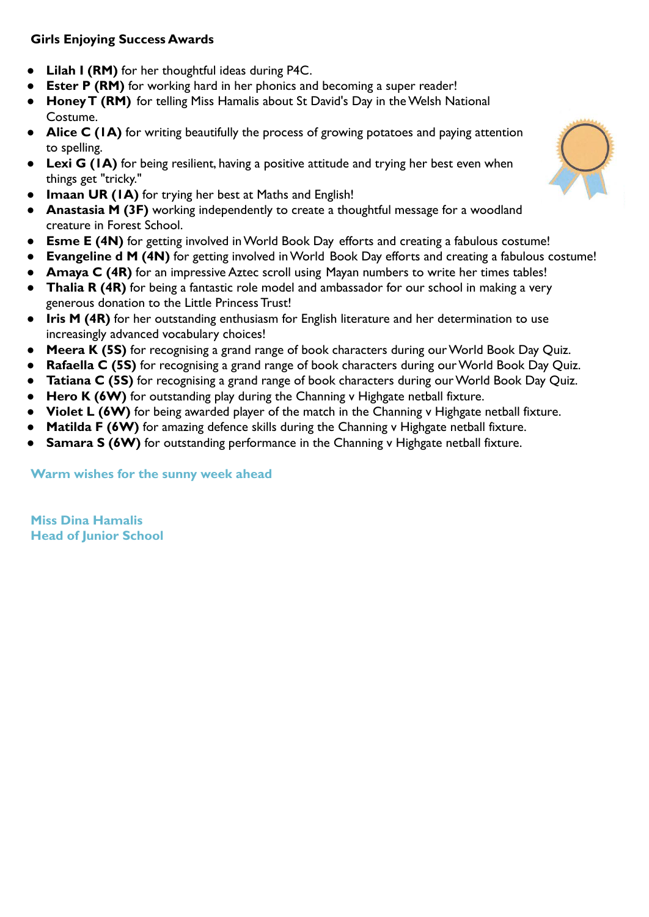**Girls Enjoying Success Awards**

- **Lilah I (RM)** for her thoughtful ideas during P4C.
- **Ester P (RM)** for working hard in her phonics and becoming a super reader!
- **Honey T (RM)** for telling Miss Hamalis about St David's Day in the Welsh National Costume.
- **Alice C (1A)** for writing beautifully the process of growing potatoes and paying attention to spelling.
- **Lexi G (1A)** for being resilient, having a positive attitude and trying her best even when things get "tricky."
- **Imaan UR (1A)** for trying her best at Maths and English!
- **Anastasia M (3F)** working independently to create a thoughtful message for a woodland creature in Forest School.
- **Esme E (4N)** for getting involved in World Book Day efforts and creating a fabulous costume!
- **Evangeline d M (4N)** for getting involved in World Book Day efforts and creating a fabulous costume!
- **Amaya C (4R)** for an impressive Aztec scroll using Mayan numbers to write her times tables!
- **Thalia R (4R)** for being a fantastic role model and ambassador for our school in making a very generous donation to the Little Princess Trust!
- **Iris M (4R)** for her outstanding enthusiasm for English literature and her determination to use increasingly advanced vocabulary choices!
- **Meera K (5S)** for recognising a grand range of book characters during our World Book Day Quiz.
- **Rafaella C (5S)** for recognising a grand range of book characters during our World Book Day Quiz.
- **Tatiana C (5S)** for recognising a grand range of book characters during our World Book Day Quiz.
- **Hero K (6W)** for outstanding play during the Channing v Highgate netball fixture.
- **Violet L (6W)** for being awarded player of the match in the Channing v Highgate netball fixture.
- **Matilda F (6W)** for amazing defence skills during the Channing v Highgate netball fixture.
- **Samara S (6W)** for outstanding performance in the Channing v Highgate netball fixture.

**Warm wishes for the sunny week ahead**

**Miss Dina Hamalis**
**Head of Junior School**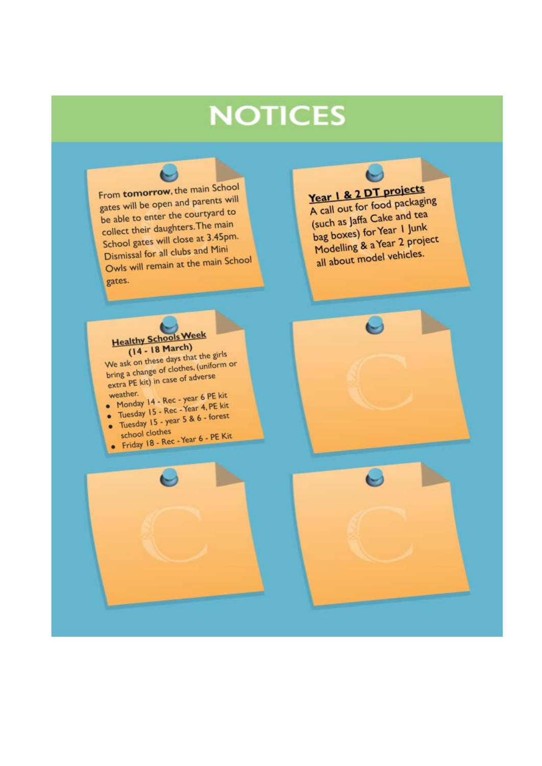# NOTICES

From **tomorrow**, the main School gates will be open and parents will be able to enter the courtyard to collect their daughters. The main School gates will close at 3.45pm. Dismissal for all clubs and Mini Owls will remain at the main School gates.

**Year 1 & 2 DT projects**

A call out for food packaging (such as Jaffa Cake and tea bag boxes) for Year 1 Junk Modelling & a Year 2 project all about model vehicles.

**Healthy Schools Week (14 - 18 March)**

We ask on these days that the girls bring a change of clothes, (uniform or extra PE kit) in case of adverse weather.

- Monday 14 - Rec - year 6 PE kit
- Tuesday 15 - Rec - Year 4, PE kit
- Tuesday 15 - year 5 & 6 - forest school clothes
- Friday 18 - Rec - Year 6 - PE Kit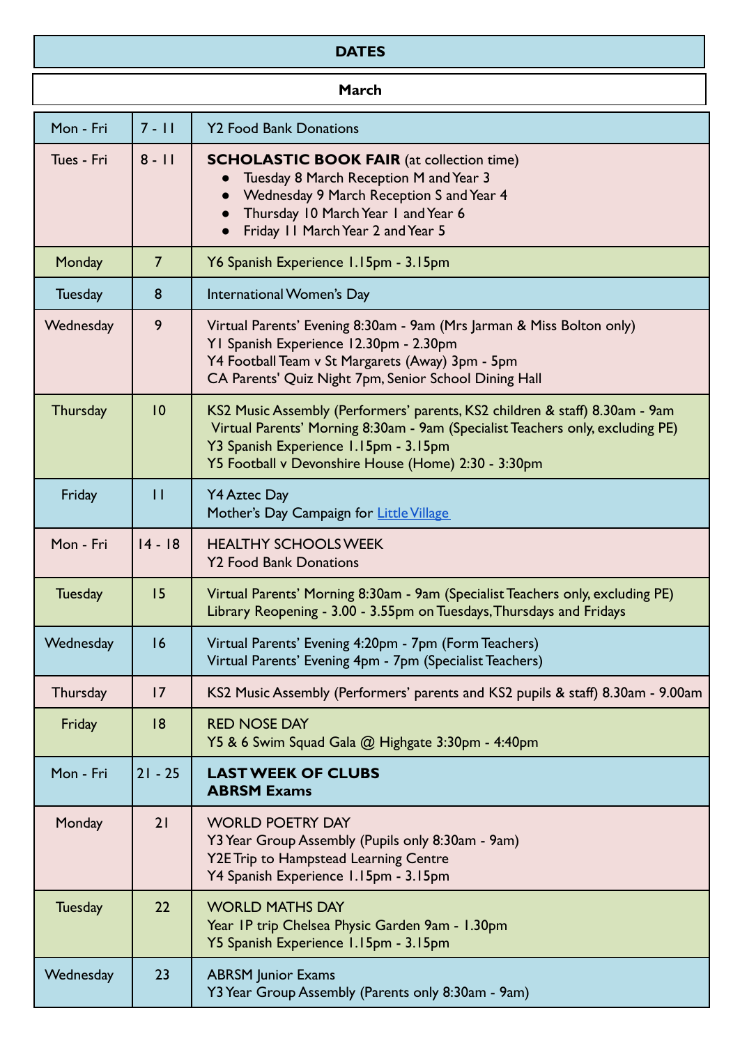## DATES

### March

| | | |
|---|---|---|
| Mon - Fri | 7 - 11 | Y2 Food Bank Donations |
| Tues - Fri | 8 - 11 | **SCHOLASTIC BOOK FAIR** (at collection time)<br>● Tuesday 8 March Reception M and Year 3<br>● Wednesday 9 March Reception S and Year 4<br>● Thursday 10 March Year 1 and Year 6<br>● Friday 11 March Year 2 and Year 5 |
| Monday | 7 | Y6 Spanish Experience 1.15pm - 3.15pm |
| Tuesday | 8 | International Women's Day |
| Wednesday | 9 | Virtual Parents' Evening 8:30am - 9am (Mrs Jarman & Miss Bolton only)<br>Y1 Spanish Experience 12.30pm - 2.30pm<br>Y4 Football Team v St Margarets (Away) 3pm - 5pm<br>CA Parents' Quiz Night 7pm, Senior School Dining Hall |
| Thursday | 10 | KS2 Music Assembly (Performers' parents, KS2 children & staff) 8.30am - 9am<br>Virtual Parents' Morning 8:30am - 9am (Specialist Teachers only, excluding PE)<br>Y3 Spanish Experience 1.15pm - 3.15pm<br>Y5 Football v Devonshire House (Home) 2:30 - 3:30pm |
| Friday | 11 | Y4 Aztec Day<br>Mother's Day Campaign for Little Village |
| Mon - Fri | 14 - 18 | HEALTHY SCHOOLS WEEK<br>Y2 Food Bank Donations |
| Tuesday | 15 | Virtual Parents' Morning 8:30am - 9am (Specialist Teachers only, excluding PE)<br>Library Reopening - 3.00 - 3.55pm on Tuesdays, Thursdays and Fridays |
| Wednesday | 16 | Virtual Parents' Evening 4:20pm - 7pm (Form Teachers)<br>Virtual Parents' Evening 4pm - 7pm (Specialist Teachers) |
| Thursday | 17 | KS2 Music Assembly (Performers' parents and KS2 pupils & staff) 8.30am - 9.00am |
| Friday | 18 | RED NOSE DAY<br>Y5 & 6 Swim Squad Gala @ Highgate 3:30pm - 4:40pm |
| Mon - Fri | 21 - 25 | **LAST WEEK OF CLUBS**<br>**ABRSM Exams** |
| Monday | 21 | WORLD POETRY DAY<br>Y3 Year Group Assembly (Pupils only 8:30am - 9am)<br>Y2E Trip to Hampstead Learning Centre<br>Y4 Spanish Experience 1.15pm - 3.15pm |
| Tuesday | 22 | WORLD MATHS DAY<br>Year 1P trip Chelsea Physic Garden 9am - 1.30pm<br>Y5 Spanish Experience 1.15pm - 3.15pm |
| Wednesday | 23 | ABRSM Junior Exams<br>Y3 Year Group Assembly (Parents only 8:30am - 9am) |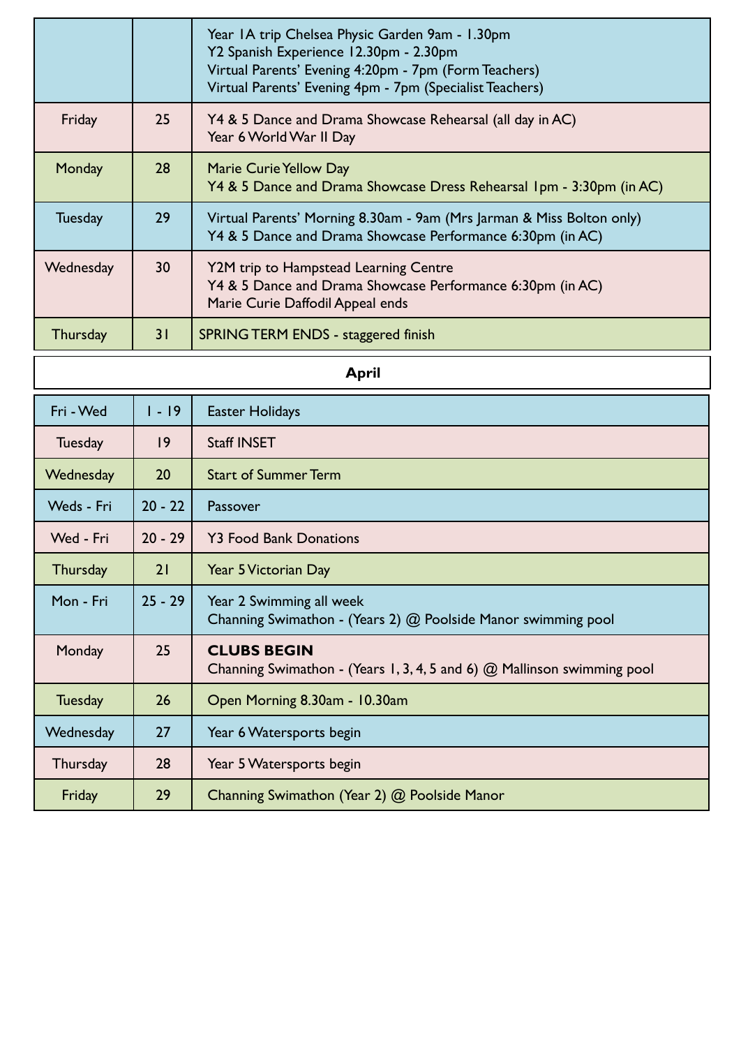| | | |
|---|---|---|
| | | Year 1A trip Chelsea Physic Garden 9am - 1.30pm<br>Y2 Spanish Experience 12.30pm - 2.30pm<br>Virtual Parents' Evening 4:20pm - 7pm (Form Teachers)<br>Virtual Parents' Evening 4pm - 7pm (Specialist Teachers) |
| Friday | 25 | Y4 & 5 Dance and Drama Showcase Rehearsal (all day in AC)<br>Year 6 World War II Day |
| Monday | 28 | Marie Curie Yellow Day<br>Y4 & 5 Dance and Drama Showcase Dress Rehearsal 1pm - 3:30pm (in AC) |
| Tuesday | 29 | Virtual Parents' Morning 8.30am - 9am (Mrs Jarman & Miss Bolton only)<br>Y4 & 5 Dance and Drama Showcase Performance 6:30pm (in AC) |
| Wednesday | 30 | Y2M trip to Hampstead Learning Centre<br>Y4 & 5 Dance and Drama Showcase Performance 6:30pm (in AC)<br>Marie Curie Daffodil Appeal ends |
| Thursday | 31 | SPRING TERM ENDS - staggered finish |

**April**

| | | |
|---|---|---|
| Fri - Wed | 1 - 19 | Easter Holidays |
| Tuesday | 19 | Staff INSET |
| Wednesday | 20 | Start of Summer Term |
| Weds - Fri | 20 - 22 | Passover |
| Wed - Fri | 20 - 29 | Y3 Food Bank Donations |
| Thursday | 21 | Year 5 Victorian Day |
| Mon - Fri | 25 - 29 | Year 2 Swimming all week<br>Channing Swimathon - (Years 2) @ Poolside Manor swimming pool |
| Monday | 25 | **CLUBS BEGIN**<br>Channing Swimathon - (Years 1, 3, 4, 5 and 6) @ Mallinson swimming pool |
| Tuesday | 26 | Open Morning 8.30am - 10.30am |
| Wednesday | 27 | Year 6 Watersports begin |
| Thursday | 28 | Year 5 Watersports begin |
| Friday | 29 | Channing Swimathon (Year 2) @ Poolside Manor |